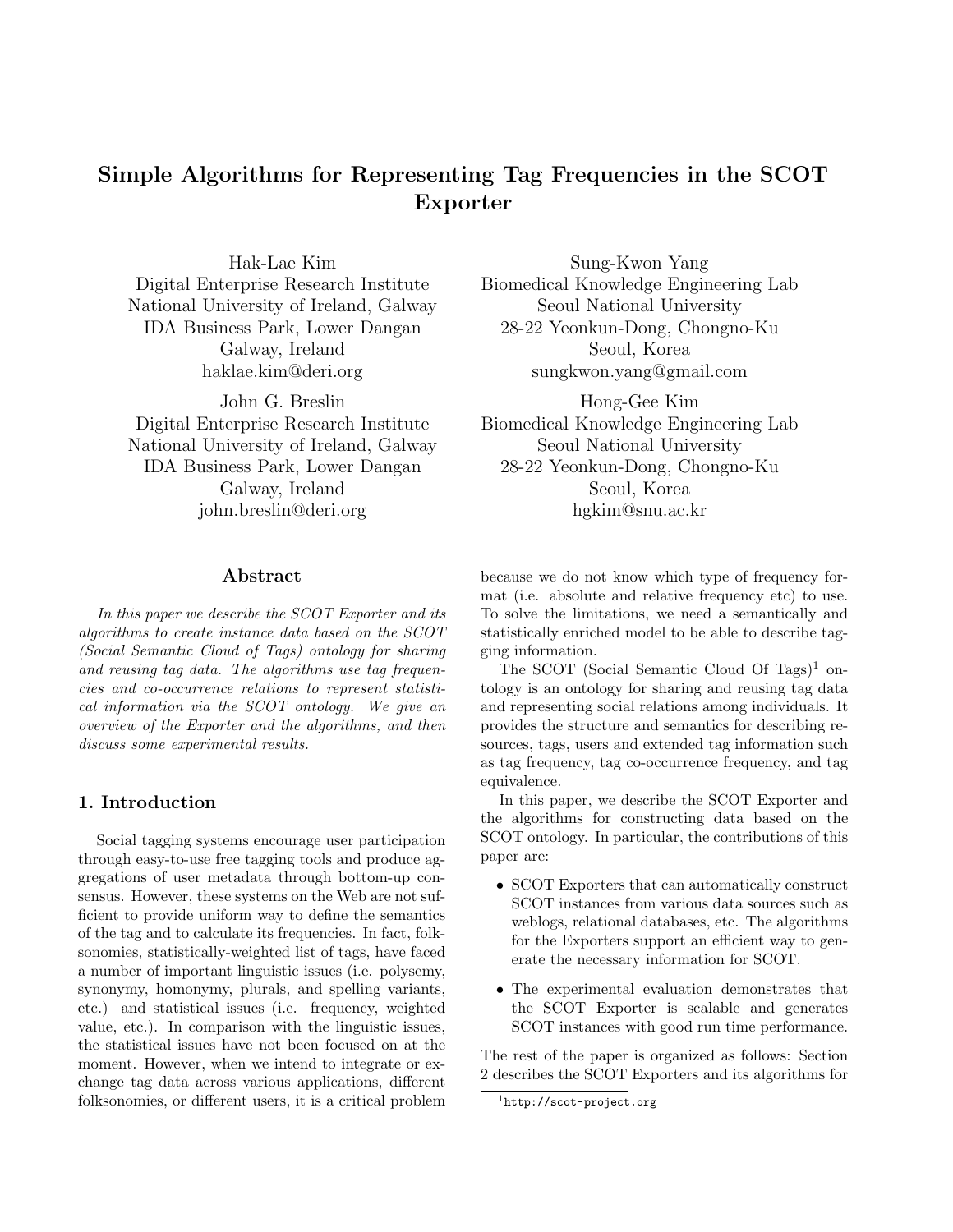# Simple Algorithms for Representing Tag Frequencies in the SCOT Exporter

Hak-Lae Kim
Digital Enterprise Research Institute
National University of Ireland, Galway
IDA Business Park, Lower Dangan
Galway, Ireland
haklae.kim@deri.org

Sung-Kwon Yang
Biomedical Knowledge Engineering Lab
Seoul National University
28-22 Yeonkun-Dong, Chongno-Ku
Seoul, Korea
sungkwon.yang@gmail.com

John G. Breslin
Digital Enterprise Research Institute
National University of Ireland, Galway
IDA Business Park, Lower Dangan
Galway, Ireland
john.breslin@deri.org

Hong-Gee Kim
Biomedical Knowledge Engineering Lab
Seoul National University
28-22 Yeonkun-Dong, Chongno-Ku
Seoul, Korea
hgkim@snu.ac.kr

## Abstract

*In this paper we describe the SCOT Exporter and its algorithms to create instance data based on the SCOT (Social Semantic Cloud of Tags) ontology for sharing and reusing tag data. The algorithms use tag frequencies and co-occurrence relations to represent statistical information via the SCOT ontology. We give an overview of the Exporter and the algorithms, and then discuss some experimental results.*

## 1. Introduction

Social tagging systems encourage user participation through easy-to-use free tagging tools and produce aggregations of user metadata through bottom-up consensus. However, these systems on the Web are not sufficient to provide uniform way to define the semantics of the tag and to calculate its frequencies. In fact, folksonomies, statistically-weighted list of tags, have faced a number of important linguistic issues (i.e. polysemy, synonymy, homonymy, plurals, and spelling variants, etc.) and statistical issues (i.e. frequency, weighted value, etc.). In comparison with the linguistic issues, the statistical issues have not been focused on at the moment. However, when we intend to integrate or exchange tag data across various applications, different folksonomies, or different users, it is a critical problem because we do not know which type of frequency format (i.e. absolute and relative frequency etc) to use. To solve the limitations, we need a semantically and statistically enriched model to be able to describe tagging information.

The SCOT (Social Semantic Cloud Of Tags)[1] ontology is an ontology for sharing and reusing tag data and representing social relations among individuals. It provides the structure and semantics for describing resources, tags, users and extended tag information such as tag frequency, tag co-occurrence frequency, and tag equivalence.

In this paper, we describe the SCOT Exporter and the algorithms for constructing data based on the SCOT ontology. In particular, the contributions of this paper are:

- SCOT Exporters that can automatically construct SCOT instances from various data sources such as weblogs, relational databases, etc. The algorithms for the Exporters support an efficient way to generate the necessary information for SCOT.
- The experimental evaluation demonstrates that the SCOT Exporter is scalable and generates SCOT instances with good run time performance.

The rest of the paper is organized as follows: Section 2 describes the SCOT Exporters and its algorithms for

[1] http://scot-project.org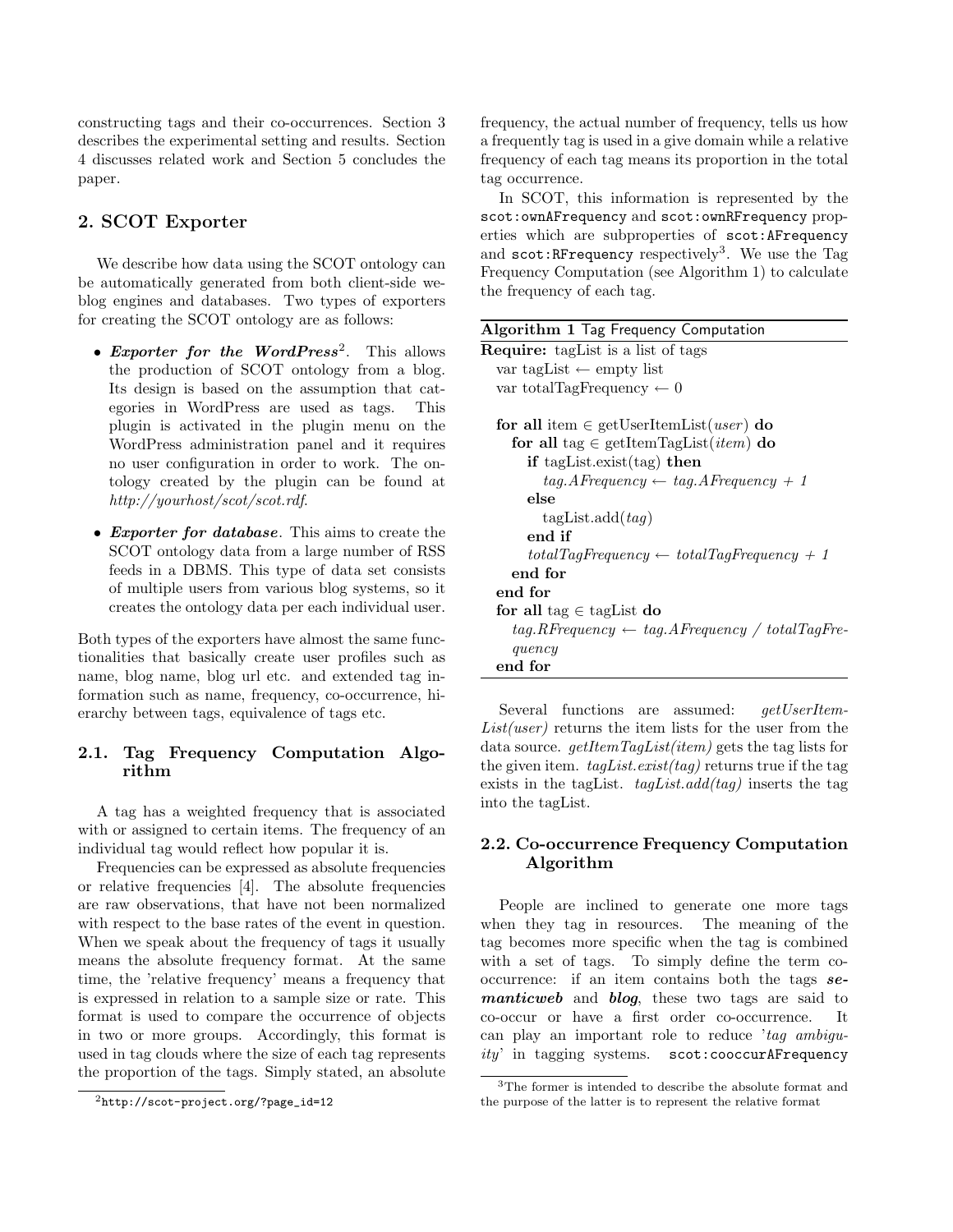constructing tags and their co-occurrences. Section 3 describes the experimental setting and results. Section 4 discusses related work and Section 5 concludes the paper.

## 2. SCOT Exporter

We describe how data using the SCOT ontology can be automatically generated from both client-side weblog engines and databases. Two types of exporters for creating the SCOT ontology are as follows:

- ***Exporter for the WordPress***[2]. This allows the production of SCOT ontology from a blog. Its design is based on the assumption that categories in WordPress are used as tags. This plugin is activated in the plugin menu on the WordPress administration panel and it requires no user configuration in order to work. The ontology created by the plugin can be found at *http://yourhost/scot/scot.rdf*.
- ***Exporter for database***. This aims to create the SCOT ontology data from a large number of RSS feeds in a DBMS. This type of data set consists of multiple users from various blog systems, so it creates the ontology data per each individual user.

Both types of the exporters have almost the same functionalities that basically create user profiles such as name, blog name, blog url etc. and extended tag information such as name, frequency, co-occurrence, hierarchy between tags, equivalence of tags etc.

### 2.1. Tag Frequency Computation Algorithm

A tag has a weighted frequency that is associated with or assigned to certain items. The frequency of an individual tag would reflect how popular it is.

Frequencies can be expressed as absolute frequencies or relative frequencies [4]. The absolute frequencies are raw observations, that have not been normalized with respect to the base rates of the event in question. When we speak about the frequency of tags it usually means the absolute frequency format. At the same time, the 'relative frequency' means a frequency that is expressed in relation to a sample size or rate. This format is used to compare the occurrence of objects in two or more groups. Accordingly, this format is used in tag clouds where the size of each tag represents the proportion of the tags. Simply stated, an absolute frequency, the actual number of frequency, tells us how a frequently tag is used in a give domain while a relative frequency of each tag means its proportion in the total tag occurrence.

In SCOT, this information is represented by the `scot:ownAFrequency` and `scot:ownRFrequency` properties which are subproperties of `scot:AFrequency` and `scot:RFrequency` respectively[3]. We use the Tag Frequency Computation (see Algorithm 1) to calculate the frequency of each tag.

**Algorithm 1** Tag Frequency Computation

```
Require: tagList is a list of tags
  var tagList ← empty list
  var totalTagFrequency ← 0

  for all item ∈ getUserItemList(user) do
    for all tag ∈ getItemTagList(item) do
      if tagList.exist(tag) then
        tag.AFrequency ← tag.AFrequency + 1
      else
        tagList.add(tag)
      end if
      totalTagFrequency ← totalTagFrequency + 1
    end for
  end for
  for all tag ∈ tagList do
    tag.RFrequency ← tag.AFrequency / totalTagFrequency
  end for
```

Several functions are assumed: *getUserItemList(user)* returns the item lists for the user from the data source. *getItemTagList(item)* gets the tag lists for the given item. *tagList.exist(tag)* returns true if the tag exists in the tagList. *tagList.add(tag)* inserts the tag into the tagList.

### 2.2. Co-occurrence Frequency Computation Algorithm

People are inclined to generate one more tags when they tag in resources. The meaning of the tag becomes more specific when the tag is combined with a set of tags. To simply define the term co-occurrence: if an item contains both the tags ***semanticweb*** and ***blog***, these two tags are said to co-occur or have a first order co-occurrence. It can play an important role to reduce '*tag ambiguity*' in tagging systems. `scot:cooccurAFrequency`

[2] http://scot-project.org/?page_id=12

[3] The former is intended to describe the absolute format and the purpose of the latter is to represent the relative format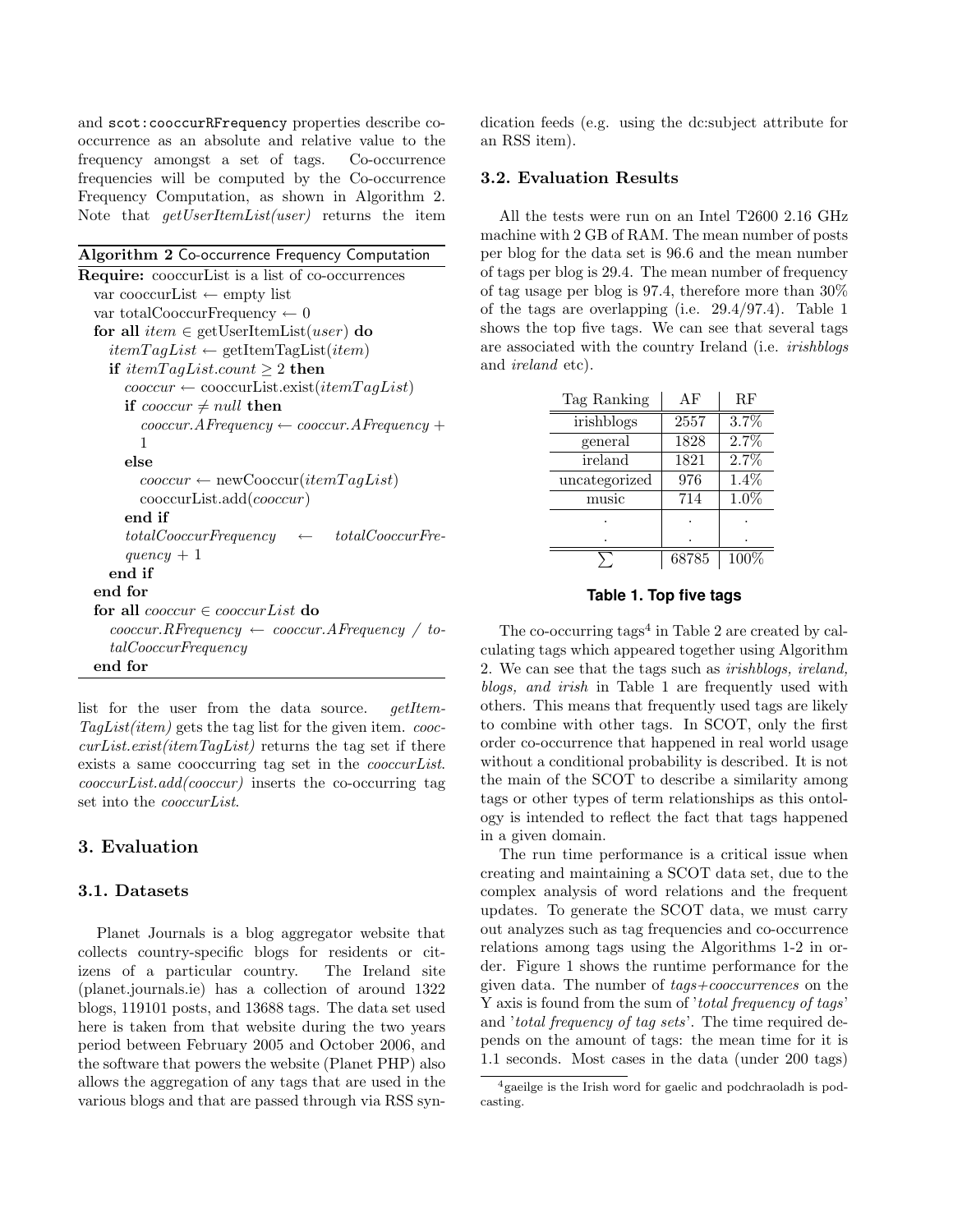and `scot:cooccurRFrequency` properties describe co-occurrence as an absolute and relative value to the frequency amongst a set of tags. Co-occurrence frequencies will be computed by the Co-occurrence Frequency Computation, as shown in Algorithm 2. Note that *getUserItemList(user)* returns the item list for the user from the data source. *getItemTagList(item)* gets the tag list for the given item. *cooccurList.exist(itemTagList)* returns the tag set if there exists a same cooccurring tag set in the *cooccurList*. *cooccurList.add(cooccur)* inserts the co-occurring tag set into the *cooccurList*.

**Algorithm 2** Co-occurrence Frequency Computation

```
Require: cooccurList is a list of co-occurrences
  var cooccurList ← empty list
  var totalCooccurFrequency ← 0
  for all item ∈ getUserItemList(user) do
    itemTagList ← getItemTagList(item)
    if itemTagList.count ≥ 2 then
      cooccur ← cooccurList.exist(itemTagList)
      if cooccur ≠ null then
        cooccur.AFrequency ← cooccur.AFrequency + 1
      else
        cooccur ← newCooccur(itemTagList)
        cooccurList.add(cooccur)
      end if
      totalCooccurFrequency ← totalCooccurFrequency + 1
    end if
  end for
  for all cooccur ∈ cooccurList do
    cooccur.RFrequency ← cooccur.AFrequency / totalCooccurFrequency
  end for
```

## 3. Evaluation

### 3.1. Datasets

Planet Journals is a blog aggregator website that collects country-specific blogs for residents or citizens of a particular country. The Ireland site (planet.journals.ie) has a collection of around 1322 blogs, 119101 posts, and 13688 tags. The data set used here is taken from that website during the two years period between February 2005 and October 2006, and the software that powers the website (Planet PHP) also allows the aggregation of any tags that are used in the various blogs and that are passed through via RSS syndication feeds (e.g. using the dc:subject attribute for an RSS item).

### 3.2. Evaluation Results

All the tests were run on an Intel T2600 2.16 GHz machine with 2 GB of RAM. The mean number of posts per blog for the data set is 96.6 and the mean number of tags per blog is 29.4. The mean number of frequency of tag usage per blog is 97.4, therefore more than 30% of the tags are overlapping (i.e. 29.4/97.4). Table 1 shows the top five tags. We can see that several tags are associated with the country Ireland (i.e. *irishblogs* and *ireland* etc).

| Tag Ranking | AF | RF |
|---|---|---|
| irishblogs | 2557 | 3.7% |
| general | 1828 | 2.7% |
| ireland | 1821 | 2.7% |
| uncategorized | 976 | 1.4% |
| music | 714 | 1.0% |
| . | . | . |
| . | . | . |
| $\sum$ | 68785 | 100% |

**Table 1. Top five tags**

The co-occurring tags[4] in Table 2 are created by calculating tags which appeared together using Algorithm 2. We can see that the tags such as *irishblogs, ireland, blogs, and irish* in Table 1 are frequently used with others. This means that frequently used tags are likely to combine with other tags. In SCOT, only the first order co-occurrence that happened in real world usage without a conditional probability is described. It is not the main of the SCOT to describe a similarity among tags or other types of term relationships as this ontology is intended to reflect the fact that tags happened in a given domain.

The run time performance is a critical issue when creating and maintaining a SCOT data set, due to the complex analysis of word relations and the frequent updates. To generate the SCOT data, we must carry out analyzes such as tag frequencies and co-occurrence relations among tags using the Algorithms 1-2 in order. Figure 1 shows the runtime performance for the given data. The number of *tags+cooccurrences* on the Y axis is found from the sum of '*total frequency of tags*' and '*total frequency of tag sets*'. The time required depends on the amount of tags: the mean time for it is 1.1 seconds. Most cases in the data (under 200 tags)

[4] gaeilge is the Irish word for gaelic and podchraoladh is podcasting.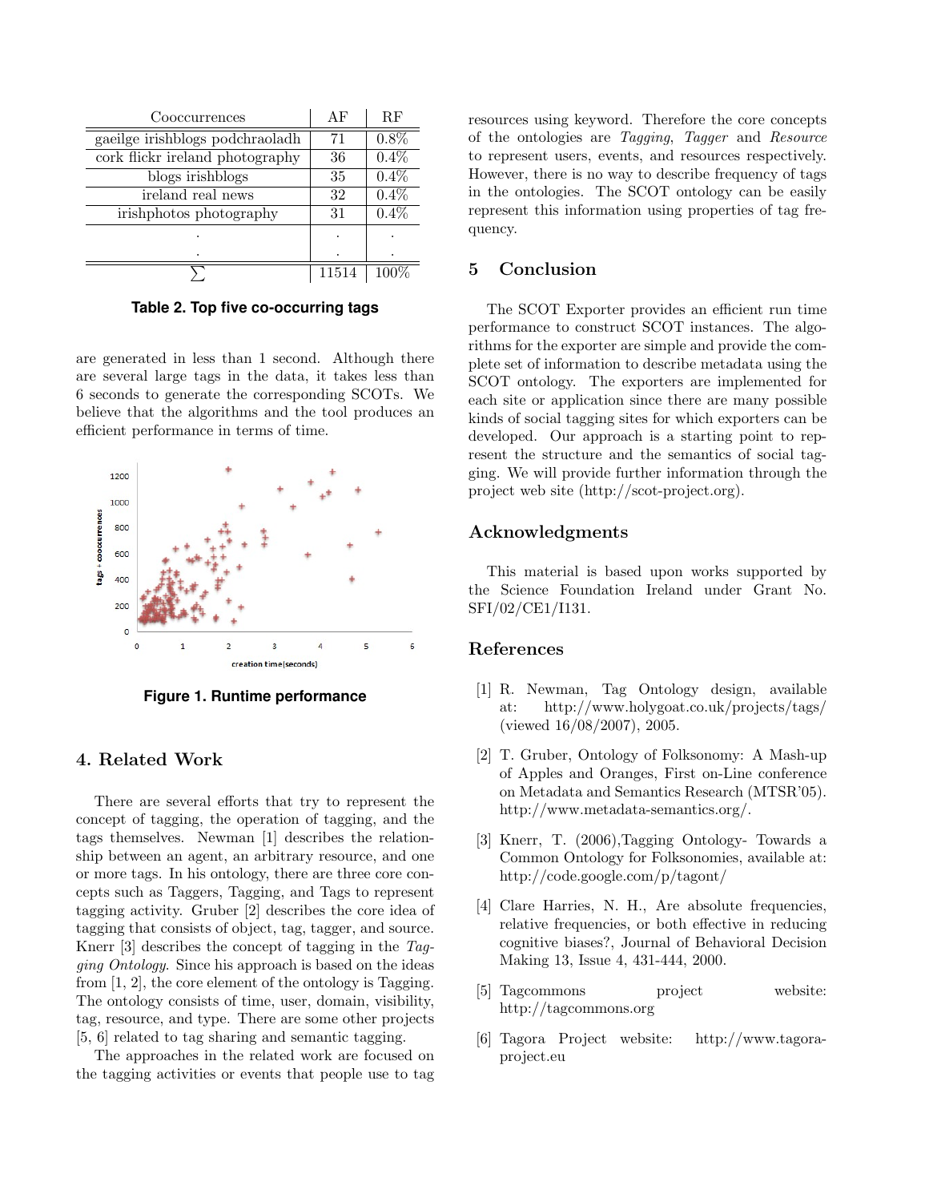| Cooccurrences | AF | RF |
|---|---|---|
| gaeilge irishblogs podchraoladh | 71 | 0.8% |
| cork flickr ireland photography | 36 | 0.4% |
| blogs irishblogs | 35 | 0.4% |
| ireland real news | 32 | 0.4% |
| irishphotos photography | 31 | 0.4% |
| . | . | . |
| . | . | . |
| $\sum$ | 11514 | 100% |

**Table 2. Top five co-occurring tags**

are generated in less than 1 second. Although there are several large tags in the data, it takes less than 6 seconds to generate the corresponding SCOTs. We believe that the algorithms and the tool produces an efficient performance in terms of time.

tags + cooccurrences
1200
1000
800
600
400
200
0
0 1 2 3 4 5 6
creation time(seconds)

**Figure 1. Runtime performance**

## 4. Related Work

There are several efforts that try to represent the concept of tagging, the operation of tagging, and the tags themselves. Newman [1] describes the relationship between an agent, an arbitrary resource, and one or more tags. In his ontology, there are three core concepts such as Taggers, Tagging, and Tags to represent tagging activity. Gruber [2] describes the core idea of tagging that consists of object, tag, tagger, and source. Knerr [3] describes the concept of tagging in the *Tagging Ontology*. Since his approach is based on the ideas from [1, 2], the core element of the ontology is Tagging. The ontology consists of time, user, domain, visibility, tag, resource, and type. There are some other projects [5, 6] related to tag sharing and semantic tagging.

The approaches in the related work are focused on the tagging activities or events that people use to tag resources using keyword. Therefore the core concepts of the ontologies are *Tagging*, *Tagger* and *Resource* to represent users, events, and resources respectively. However, there is no way to describe frequency of tags in the ontologies. The SCOT ontology can be easily represent this information using properties of tag frequency.

## 5 Conclusion

The SCOT Exporter provides an efficient run time performance to construct SCOT instances. The algorithms for the exporter are simple and provide the complete set of information to describe metadata using the SCOT ontology. The exporters are implemented for each site or application since there are many possible kinds of social tagging sites for which exporters can be developed. Our approach is a starting point to represent the structure and the semantics of social tagging. We will provide further information through the project web site (http://scot-project.org).

## Acknowledgments

This material is based upon works supported by the Science Foundation Ireland under Grant No. SFI/02/CE1/I131.

## References

[1] R. Newman, Tag Ontology design, available at: http://www.holygoat.co.uk/projects/tags/ (viewed 16/08/2007), 2005.

[2] T. Gruber, Ontology of Folksonomy: A Mash-up of Apples and Oranges, First on-Line conference on Metadata and Semantics Research (MTSR'05). http://www.metadata-semantics.org/.

[3] Knerr, T. (2006),Tagging Ontology- Towards a Common Ontology for Folksonomies, available at: http://code.google.com/p/tagont/

[4] Clare Harries, N. H., Are absolute frequencies, relative frequencies, or both effective in reducing cognitive biases?, Journal of Behavioral Decision Making 13, Issue 4, 431-444, 2000.

[5] Tagcommons project website: http://tagcommons.org

[6] Tagora Project website: http://www.tagora-project.eu